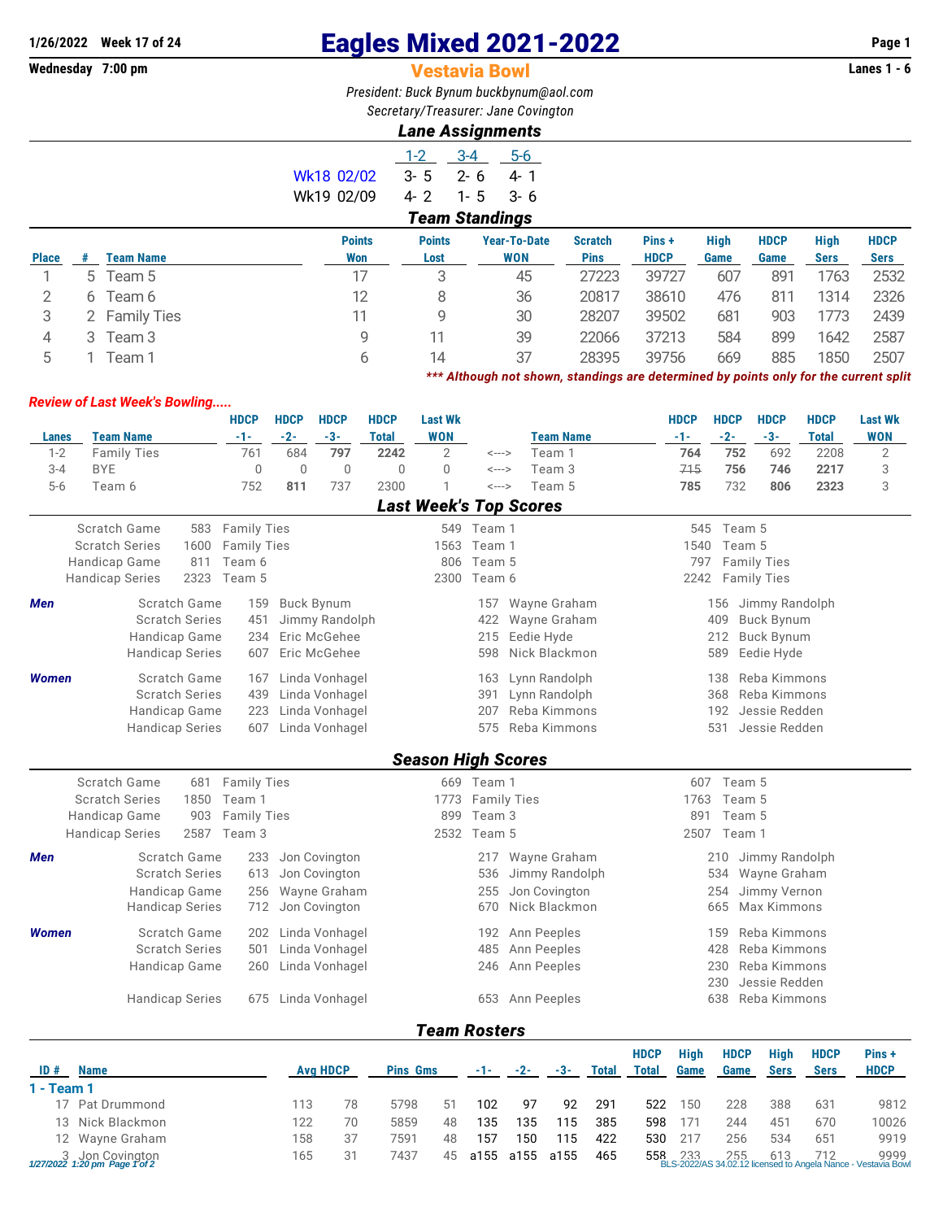1/26/2022 Week 17 of 24

Wednesday 7:00 pm

# Eagles Mixed 2021-2022

## Vestavia Bowl

Lanes 1 - 6

*President: Buck Bynum buckbynum@aol.com*

*Secretary/Treasurer: Jane Covington*

### *Lane Assignments*

| | 1-2 | 3-4 | 5-6 |
|---|---|---|---|
| Wk18 02/02 | 3- 5 | 2- 6 | 4- 1 |
| Wk19 02/09 | 4- 2 | 1- 5 | 3- 6 |

### *Team Standings*

| Place | # | Team Name | Points Won | Points Lost | Year-To-Date WON | Scratch Pins | Pins + HDCP | High Game | HDCP Game | High Sers | HDCP Sers |
|---|---|---|---|---|---|---|---|---|---|---|---|
| 1 | 5 | Team 5 | 17 | 3 | 45 | 27223 | 39727 | 607 | 891 | 1763 | 2532 |
| 2 | 6 | Team 6 | 12 | 8 | 36 | 20817 | 38610 | 476 | 811 | 1314 | 2326 |
| 3 | 2 | Family Ties | 11 | 9 | 30 | 28207 | 39502 | 681 | 903 | 1773 | 2439 |
| 4 | 3 | Team 3 | 9 | 11 | 39 | 22066 | 37213 | 584 | 899 | 1642 | 2587 |
| 5 | 1 | Team 1 | 6 | 14 | 37 | 28395 | 39756 | 669 | 885 | 1850 | 2507 |

*** *Although not shown, standings are determined by points only for the current split*

*Review of Last Week's Bowling.....*

| Lanes | Team Name | HDCP -1- | HDCP -2- | HDCP -3- | HDCP Total | Last Wk WON | | Team Name | HDCP -1- | HDCP -2- | HDCP -3- | HDCP Total | Last Wk WON |
|---|---|---|---|---|---|---|---|---|---|---|---|---|---|
| 1-2 | Family Ties | 761 | 684 | **797** | **2242** | 2 | <---> | Team 1 | **764** | **752** | 692 | 2208 | 2 |
| 3-4 | BYE | 0 | 0 | 0 | 0 | 0 | <---> | Team 3 | ~~715~~ | **756** | **746** | **2217** | 3 |
| 5-6 | Team 6 | 752 | **811** | 737 | 2300 | 1 | <---> | Team 5 | **785** | 732 | **806** | **2323** | 3 |

### *Last Week's Top Scores*

| | | | | | | |
|---|---|---|---|---|---|---|
| Scratch Game | 583 | Family Ties | 549 | Team 1 | 545 | Team 5 |
| Scratch Series | 1600 | Family Ties | 1563 | Team 1 | 1540 | Team 5 |
| Handicap Game | 811 | Team 6 | 806 | Team 5 | 797 | Family Ties |
| Handicap Series | 2323 | Team 5 | 2300 | Team 6 | 2242 | Family Ties |

| | | | | | | | |
|---|---|---|---|---|---|---|---|
| ***Men*** | Scratch Game | 159 | Buck Bynum | 157 | Wayne Graham | 156 | Jimmy Randolph |
| | Scratch Series | 451 | Jimmy Randolph | 422 | Wayne Graham | 409 | Buck Bynum |
| | Handicap Game | 234 | Eric McGehee | 215 | Eedie Hyde | 212 | Buck Bynum |
| | Handicap Series | 607 | Eric McGehee | 598 | Nick Blackmon | 589 | Eedie Hyde |
| ***Women*** | Scratch Game | 167 | Linda Vonhagel | 163 | Lynn Randolph | 138 | Reba Kimmons |
| | Scratch Series | 439 | Linda Vonhagel | 391 | Lynn Randolph | 368 | Reba Kimmons |
| | Handicap Game | 223 | Linda Vonhagel | 207 | Reba Kimmons | 192 | Jessie Redden |
| | Handicap Series | 607 | Linda Vonhagel | 575 | Reba Kimmons | 531 | Jessie Redden |

### *Season High Scores*

| | | | | | | |
|---|---|---|---|---|---|---|
| Scratch Game | 681 | Family Ties | 669 | Team 1 | 607 | Team 5 |
| Scratch Series | 1850 | Team 1 | 1773 | Family Ties | 1763 | Team 5 |
| Handicap Game | 903 | Family Ties | 899 | Team 3 | 891 | Team 5 |
| Handicap Series | 2587 | Team 3 | 2532 | Team 5 | 2507 | Team 1 |

| | | | | | | | |
|---|---|---|---|---|---|---|---|
| ***Men*** | Scratch Game | 233 | Jon Covington | 217 | Wayne Graham | 210 | Jimmy Randolph |
| | Scratch Series | 613 | Jon Covington | 536 | Jimmy Randolph | 534 | Wayne Graham |
| | Handicap Game | 256 | Wayne Graham | 255 | Jon Covington | 254 | Jimmy Vernon |
| | Handicap Series | 712 | Jon Covington | 670 | Nick Blackmon | 665 | Max Kimmons |
| ***Women*** | Scratch Game | 202 | Linda Vonhagel | 192 | Ann Peeples | 159 | Reba Kimmons |
| | Scratch Series | 501 | Linda Vonhagel | 485 | Ann Peeples | 428 | Reba Kimmons |
| | Handicap Game | 260 | Linda Vonhagel | 246 | Ann Peeples | 230 | Reba Kimmons |
| | | | | | | 230 | Jessie Redden |
| | Handicap Series | 675 | Linda Vonhagel | 653 | Ann Peeples | 638 | Reba Kimmons |

### *Team Rosters*

| ID # | Name | Avg | HDCP | Pins | Gms | -1- | -2- | -3- | Total | HDCP Total | High Game | HDCP Game | High Sers | HDCP Sers | Pins + HDCP |
|---|---|---|---|---|---|---|---|---|---|---|---|---|---|---|---|
| **1 - Team 1** | | | | | | | | | | | | | | | |
| 17 | Pat Drummond | 113 | 78 | 5798 | 51 | 102 | 97 | 92 | 291 | 522 | 150 | 228 | 388 | 631 | 9812 |
| 13 | Nick Blackmon | 122 | 70 | 5859 | 48 | 135 | 135 | 115 | 385 | 598 | 171 | 244 | 451 | 670 | 10026 |
| 12 | Wayne Graham | 158 | 37 | 7591 | 48 | 157 | 150 | 115 | 422 | 530 | 217 | 256 | 534 | 651 | 9919 |
| 3 | Jon Covington | 165 | 31 | 7437 | 45 | a155 | a155 | a155 | 465 | 558 | 233 | 255 | 613 | 712 | 9999 |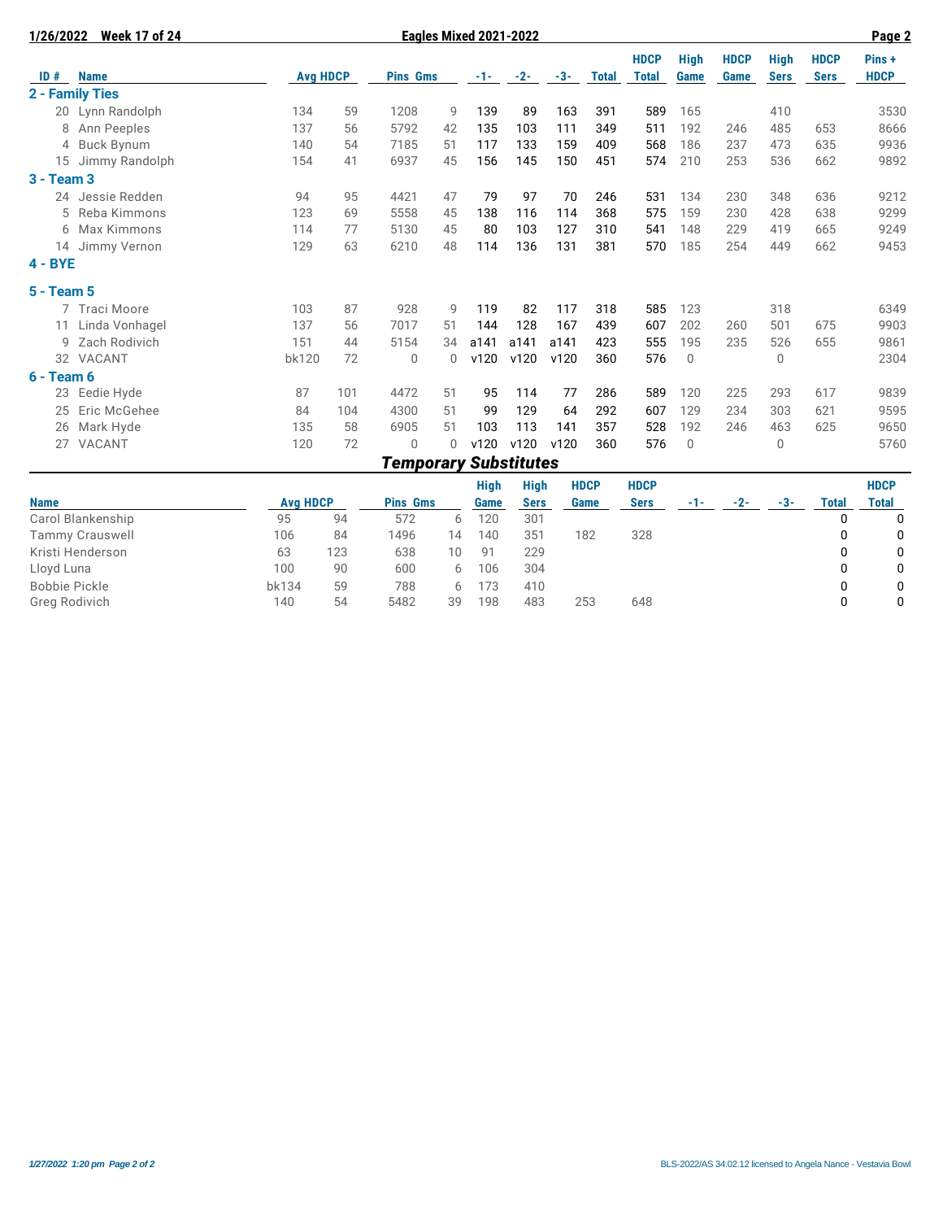| ID # | Name | Avg | HDCP | Pins | Gms | -1- | -2- | -3- | Total | HDCP Total | High Game | HDCP Game | High Sers | HDCP Sers | Pins + HDCP |
|---|---|---|---|---|---|---|---|---|---|---|---|---|---|---|---|
| **2 - Family Ties** | | | | | | | | | | | | | | | |
| 20 | Lynn Randolph | 134 | 59 | 1208 | 9 | 139 | 89 | 163 | 391 | 589 | 165 | | 410 | | 3530 |
| 8 | Ann Peeples | 137 | 56 | 5792 | 42 | 135 | 103 | 111 | 349 | 511 | 192 | 246 | 485 | 653 | 8666 |
| 4 | Buck Bynum | 140 | 54 | 7185 | 51 | 117 | 133 | 159 | 409 | 568 | 186 | 237 | 473 | 635 | 9936 |
| 15 | Jimmy Randolph | 154 | 41 | 6937 | 45 | 156 | 145 | 150 | 451 | 574 | 210 | 253 | 536 | 662 | 9892 |
| **3 - Team 3** | | | | | | | | | | | | | | | |
| 24 | Jessie Redden | 94 | 95 | 4421 | 47 | 79 | 97 | 70 | 246 | 531 | 134 | 230 | 348 | 636 | 9212 |
| 5 | Reba Kimmons | 123 | 69 | 5558 | 45 | 138 | 116 | 114 | 368 | 575 | 159 | 230 | 428 | 638 | 9299 |
| 6 | Max Kimmons | 114 | 77 | 5130 | 45 | 80 | 103 | 127 | 310 | 541 | 148 | 229 | 419 | 665 | 9249 |
| 14 | Jimmy Vernon | 129 | 63 | 6210 | 48 | 114 | 136 | 131 | 381 | 570 | 185 | 254 | 449 | 662 | 9453 |
| **4 - BYE** | | | | | | | | | | | | | | | |
| **5 - Team 5** | | | | | | | | | | | | | | | |
| 7 | Traci Moore | 103 | 87 | 928 | 9 | 119 | 82 | 117 | 318 | 585 | 123 | | 318 | | 6349 |
| 11 | Linda Vonhagel | 137 | 56 | 7017 | 51 | 144 | 128 | 167 | 439 | 607 | 202 | 260 | 501 | 675 | 9903 |
| 9 | Zach Rodivich | 151 | 44 | 5154 | 34 | a141 | a141 | a141 | 423 | 555 | 195 | 235 | 526 | 655 | 9861 |
| 32 | VACANT | bk120 | 72 | 0 | 0 | v120 | v120 | v120 | 360 | 576 | 0 | | 0 | | 2304 |
| **6 - Team 6** | | | | | | | | | | | | | | | |
| 23 | Eedie Hyde | 87 | 101 | 4472 | 51 | 95 | 114 | 77 | 286 | 589 | 120 | 225 | 293 | 617 | 9839 |
| 25 | Eric McGehee | 84 | 104 | 4300 | 51 | 99 | 129 | 64 | 292 | 607 | 129 | 234 | 303 | 621 | 9595 |
| 26 | Mark Hyde | 135 | 58 | 6905 | 51 | 103 | 113 | 141 | 357 | 528 | 192 | 246 | 463 | 625 | 9650 |
| 27 | VACANT | 120 | 72 | 0 | 0 | v120 | v120 | v120 | 360 | 576 | 0 | | 0 | | 5760 |

## *Temporary Substitutes*

| Name | Avg | HDCP | Pins | Gms | High Game | High Sers | HDCP Game | HDCP Sers | -1- | -2- | -3- | Total | HDCP Total |
|---|---|---|---|---|---|---|---|---|---|---|---|---|---|
| Carol Blankenship | 95 | 94 | 572 | 6 | 120 | 301 | | | | | | 0 | 0 |
| Tammy Crauswell | 106 | 84 | 1496 | 14 | 140 | 351 | 182 | 328 | | | | 0 | 0 |
| Kristi Henderson | 63 | 123 | 638 | 10 | 91 | 229 | | | | | | 0 | 0 |
| Lloyd Luna | 100 | 90 | 600 | 6 | 106 | 304 | | | | | | 0 | 0 |
| Bobbie Pickle | bk134 | 59 | 788 | 6 | 173 | 410 | | | | | | 0 | 0 |
| Greg Rodivich | 140 | 54 | 5482 | 39 | 198 | 483 | 253 | 648 | | | | 0 | 0 |